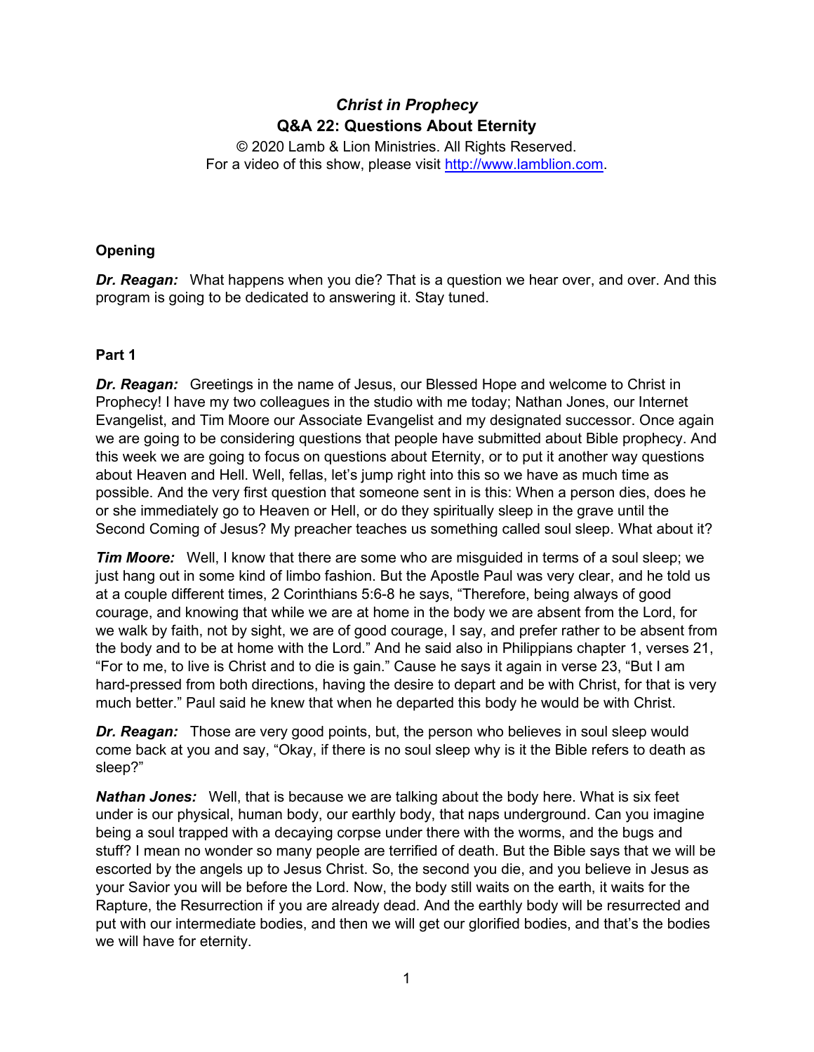# *Christ in Prophecy*
## Q&A 22: Questions About Eternity

© 2020 Lamb & Lion Ministries. All Rights Reserved.
For a video of this show, please visit http://www.lamblion.com.

### Opening

***Dr. Reagan:*** What happens when you die? That is a question we hear over, and over. And this program is going to be dedicated to answering it. Stay tuned.

### Part 1

***Dr. Reagan:*** Greetings in the name of Jesus, our Blessed Hope and welcome to Christ in Prophecy! I have my two colleagues in the studio with me today; Nathan Jones, our Internet Evangelist, and Tim Moore our Associate Evangelist and my designated successor. Once again we are going to be considering questions that people have submitted about Bible prophecy. And this week we are going to focus on questions about Eternity, or to put it another way questions about Heaven and Hell. Well, fellas, let's jump right into this so we have as much time as possible. And the very first question that someone sent in is this: When a person dies, does he or she immediately go to Heaven or Hell, or do they spiritually sleep in the grave until the Second Coming of Jesus? My preacher teaches us something called soul sleep. What about it?

***Tim Moore:*** Well, I know that there are some who are misguided in terms of a soul sleep; we just hang out in some kind of limbo fashion. But the Apostle Paul was very clear, and he told us at a couple different times, 2 Corinthians 5:6-8 he says, "Therefore, being always of good courage, and knowing that while we are at home in the body we are absent from the Lord, for we walk by faith, not by sight, we are of good courage, I say, and prefer rather to be absent from the body and to be at home with the Lord." And he said also in Philippians chapter 1, verses 21, "For to me, to live is Christ and to die is gain." Cause he says it again in verse 23, "But I am hard-pressed from both directions, having the desire to depart and be with Christ, for that is very much better." Paul said he knew that when he departed this body he would be with Christ.

***Dr. Reagan:*** Those are very good points, but, the person who believes in soul sleep would come back at you and say, "Okay, if there is no soul sleep why is it the Bible refers to death as sleep?"

***Nathan Jones:*** Well, that is because we are talking about the body here. What is six feet under is our physical, human body, our earthly body, that naps underground. Can you imagine being a soul trapped with a decaying corpse under there with the worms, and the bugs and stuff? I mean no wonder so many people are terrified of death. But the Bible says that we will be escorted by the angels up to Jesus Christ. So, the second you die, and you believe in Jesus as your Savior you will be before the Lord. Now, the body still waits on the earth, it waits for the Rapture, the Resurrection if you are already dead. And the earthly body will be resurrected and put with our intermediate bodies, and then we will get our glorified bodies, and that's the bodies we will have for eternity.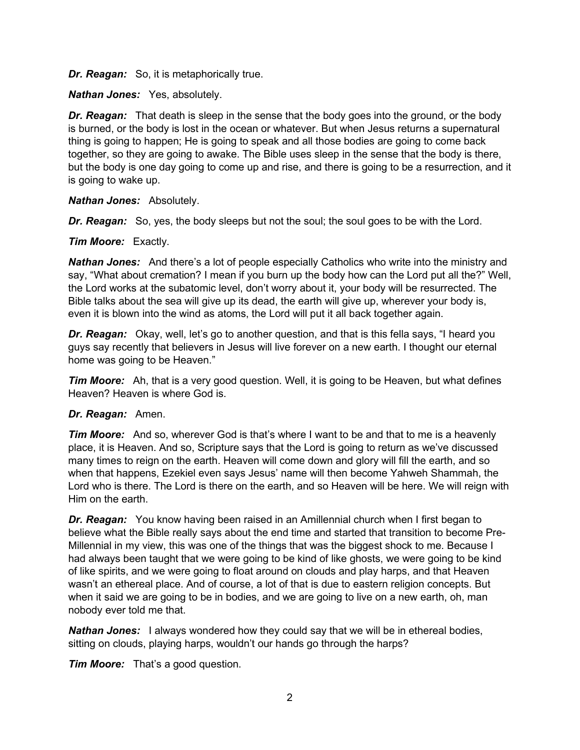***Dr. Reagan:*** So, it is metaphorically true.

***Nathan Jones:*** Yes, absolutely.

***Dr. Reagan:*** That death is sleep in the sense that the body goes into the ground, or the body is burned, or the body is lost in the ocean or whatever. But when Jesus returns a supernatural thing is going to happen; He is going to speak and all those bodies are going to come back together, so they are going to awake. The Bible uses sleep in the sense that the body is there, but the body is one day going to come up and rise, and there is going to be a resurrection, and it is going to wake up.

***Nathan Jones:*** Absolutely.

***Dr. Reagan:*** So, yes, the body sleeps but not the soul; the soul goes to be with the Lord.

***Tim Moore:*** Exactly.

***Nathan Jones:*** And there's a lot of people especially Catholics who write into the ministry and say, "What about cremation? I mean if you burn up the body how can the Lord put all the?" Well, the Lord works at the subatomic level, don't worry about it, your body will be resurrected. The Bible talks about the sea will give up its dead, the earth will give up, wherever your body is, even it is blown into the wind as atoms, the Lord will put it all back together again.

***Dr. Reagan:*** Okay, well, let's go to another question, and that is this fella says, "I heard you guys say recently that believers in Jesus will live forever on a new earth. I thought our eternal home was going to be Heaven."

***Tim Moore:*** Ah, that is a very good question. Well, it is going to be Heaven, but what defines Heaven? Heaven is where God is.

***Dr. Reagan:*** Amen.

***Tim Moore:*** And so, wherever God is that's where I want to be and that to me is a heavenly place, it is Heaven. And so, Scripture says that the Lord is going to return as we've discussed many times to reign on the earth. Heaven will come down and glory will fill the earth, and so when that happens, Ezekiel even says Jesus' name will then become Yahweh Shammah, the Lord who is there. The Lord is there on the earth, and so Heaven will be here. We will reign with Him on the earth.

***Dr. Reagan:*** You know having been raised in an Amillennial church when I first began to believe what the Bible really says about the end time and started that transition to become Pre-Millennial in my view, this was one of the things that was the biggest shock to me. Because I had always been taught that we were going to be kind of like ghosts, we were going to be kind of like spirits, and we were going to float around on clouds and play harps, and that Heaven wasn't an ethereal place. And of course, a lot of that is due to eastern religion concepts. But when it said we are going to be in bodies, and we are going to live on a new earth, oh, man nobody ever told me that.

***Nathan Jones:*** I always wondered how they could say that we will be in ethereal bodies, sitting on clouds, playing harps, wouldn't our hands go through the harps?

***Tim Moore:*** That's a good question.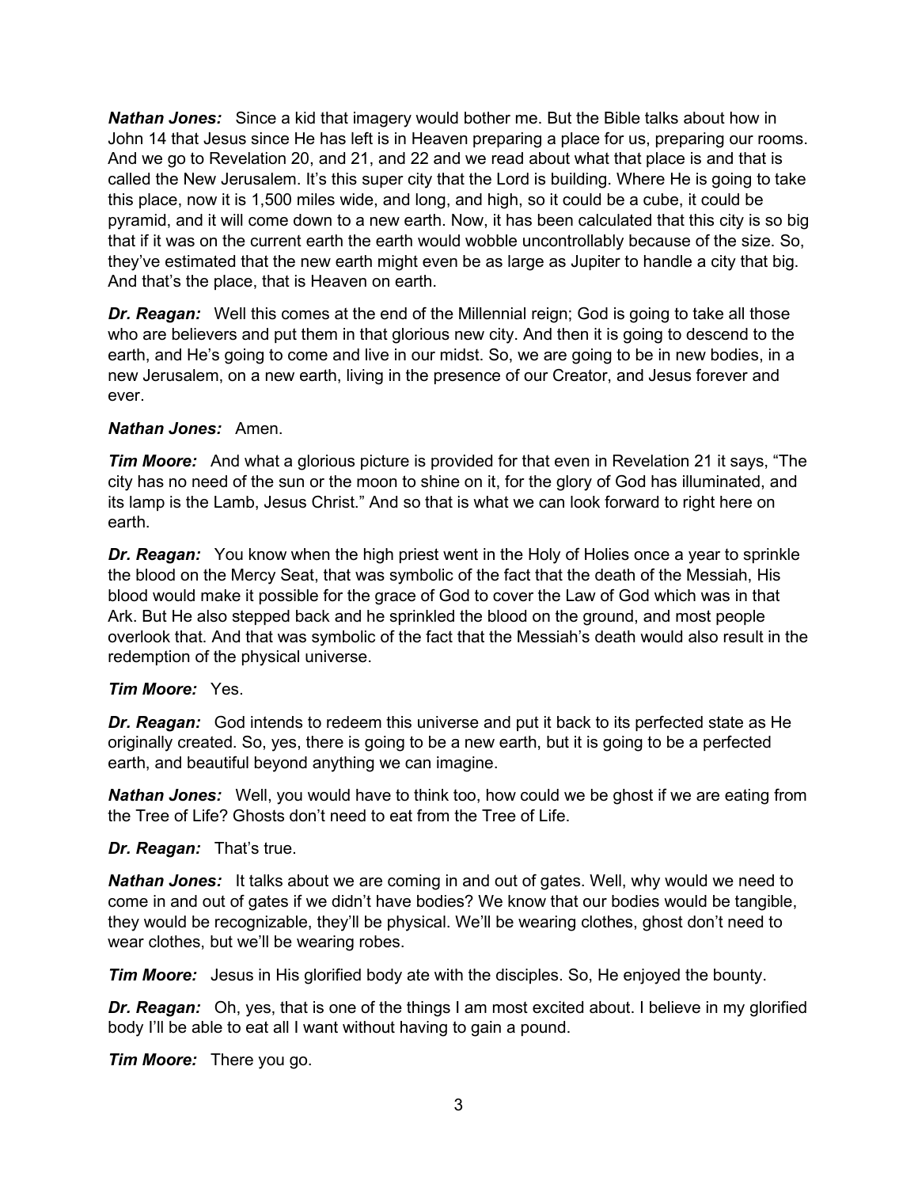***Nathan Jones:*** Since a kid that imagery would bother me. But the Bible talks about how in John 14 that Jesus since He has left is in Heaven preparing a place for us, preparing our rooms. And we go to Revelation 20, and 21, and 22 and we read about what that place is and that is called the New Jerusalem. It's this super city that the Lord is building. Where He is going to take this place, now it is 1,500 miles wide, and long, and high, so it could be a cube, it could be pyramid, and it will come down to a new earth. Now, it has been calculated that this city is so big that if it was on the current earth the earth would wobble uncontrollably because of the size. So, they've estimated that the new earth might even be as large as Jupiter to handle a city that big. And that's the place, that is Heaven on earth.

***Dr. Reagan:*** Well this comes at the end of the Millennial reign; God is going to take all those who are believers and put them in that glorious new city. And then it is going to descend to the earth, and He's going to come and live in our midst. So, we are going to be in new bodies, in a new Jerusalem, on a new earth, living in the presence of our Creator, and Jesus forever and ever.

***Nathan Jones:*** Amen.

***Tim Moore:*** And what a glorious picture is provided for that even in Revelation 21 it says, "The city has no need of the sun or the moon to shine on it, for the glory of God has illuminated, and its lamp is the Lamb, Jesus Christ." And so that is what we can look forward to right here on earth.

***Dr. Reagan:*** You know when the high priest went in the Holy of Holies once a year to sprinkle the blood on the Mercy Seat, that was symbolic of the fact that the death of the Messiah, His blood would make it possible for the grace of God to cover the Law of God which was in that Ark. But He also stepped back and he sprinkled the blood on the ground, and most people overlook that. And that was symbolic of the fact that the Messiah's death would also result in the redemption of the physical universe.

***Tim Moore:*** Yes.

***Dr. Reagan:*** God intends to redeem this universe and put it back to its perfected state as He originally created. So, yes, there is going to be a new earth, but it is going to be a perfected earth, and beautiful beyond anything we can imagine.

***Nathan Jones:*** Well, you would have to think too, how could we be ghost if we are eating from the Tree of Life? Ghosts don't need to eat from the Tree of Life.

***Dr. Reagan:*** That's true.

***Nathan Jones:*** It talks about we are coming in and out of gates. Well, why would we need to come in and out of gates if we didn't have bodies? We know that our bodies would be tangible, they would be recognizable, they'll be physical. We'll be wearing clothes, ghost don't need to wear clothes, but we'll be wearing robes.

***Tim Moore:*** Jesus in His glorified body ate with the disciples. So, He enjoyed the bounty.

***Dr. Reagan:*** Oh, yes, that is one of the things I am most excited about. I believe in my glorified body I'll be able to eat all I want without having to gain a pound.

***Tim Moore:*** There you go.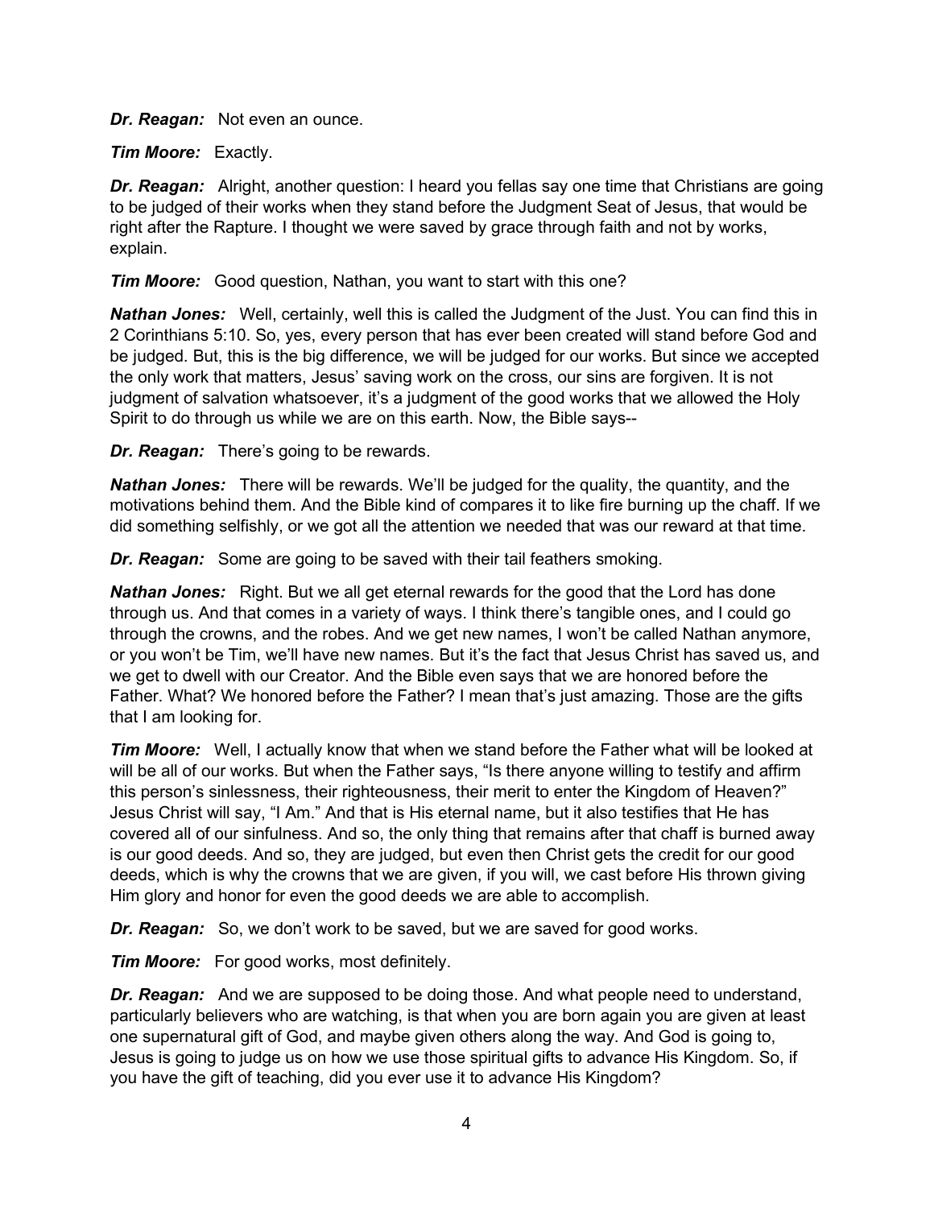***Dr. Reagan:*** Not even an ounce.

***Tim Moore:*** Exactly.

***Dr. Reagan:*** Alright, another question: I heard you fellas say one time that Christians are going to be judged of their works when they stand before the Judgment Seat of Jesus, that would be right after the Rapture. I thought we were saved by grace through faith and not by works, explain.

***Tim Moore:*** Good question, Nathan, you want to start with this one?

***Nathan Jones:*** Well, certainly, well this is called the Judgment of the Just. You can find this in 2 Corinthians 5:10. So, yes, every person that has ever been created will stand before God and be judged. But, this is the big difference, we will be judged for our works. But since we accepted the only work that matters, Jesus' saving work on the cross, our sins are forgiven. It is not judgment of salvation whatsoever, it's a judgment of the good works that we allowed the Holy Spirit to do through us while we are on this earth. Now, the Bible says--

***Dr. Reagan:*** There's going to be rewards.

***Nathan Jones:*** There will be rewards. We'll be judged for the quality, the quantity, and the motivations behind them. And the Bible kind of compares it to like fire burning up the chaff. If we did something selfishly, or we got all the attention we needed that was our reward at that time.

***Dr. Reagan:*** Some are going to be saved with their tail feathers smoking.

***Nathan Jones:*** Right. But we all get eternal rewards for the good that the Lord has done through us. And that comes in a variety of ways. I think there's tangible ones, and I could go through the crowns, and the robes. And we get new names, I won't be called Nathan anymore, or you won't be Tim, we'll have new names. But it's the fact that Jesus Christ has saved us, and we get to dwell with our Creator. And the Bible even says that we are honored before the Father. What? We honored before the Father? I mean that's just amazing. Those are the gifts that I am looking for.

***Tim Moore:*** Well, I actually know that when we stand before the Father what will be looked at will be all of our works. But when the Father says, "Is there anyone willing to testify and affirm this person's sinlessness, their righteousness, their merit to enter the Kingdom of Heaven?" Jesus Christ will say, "I Am." And that is His eternal name, but it also testifies that He has covered all of our sinfulness. And so, the only thing that remains after that chaff is burned away is our good deeds. And so, they are judged, but even then Christ gets the credit for our good deeds, which is why the crowns that we are given, if you will, we cast before His thrown giving Him glory and honor for even the good deeds we are able to accomplish.

***Dr. Reagan:*** So, we don't work to be saved, but we are saved for good works.

***Tim Moore:*** For good works, most definitely.

***Dr. Reagan:*** And we are supposed to be doing those. And what people need to understand, particularly believers who are watching, is that when you are born again you are given at least one supernatural gift of God, and maybe given others along the way. And God is going to, Jesus is going to judge us on how we use those spiritual gifts to advance His Kingdom. So, if you have the gift of teaching, did you ever use it to advance His Kingdom?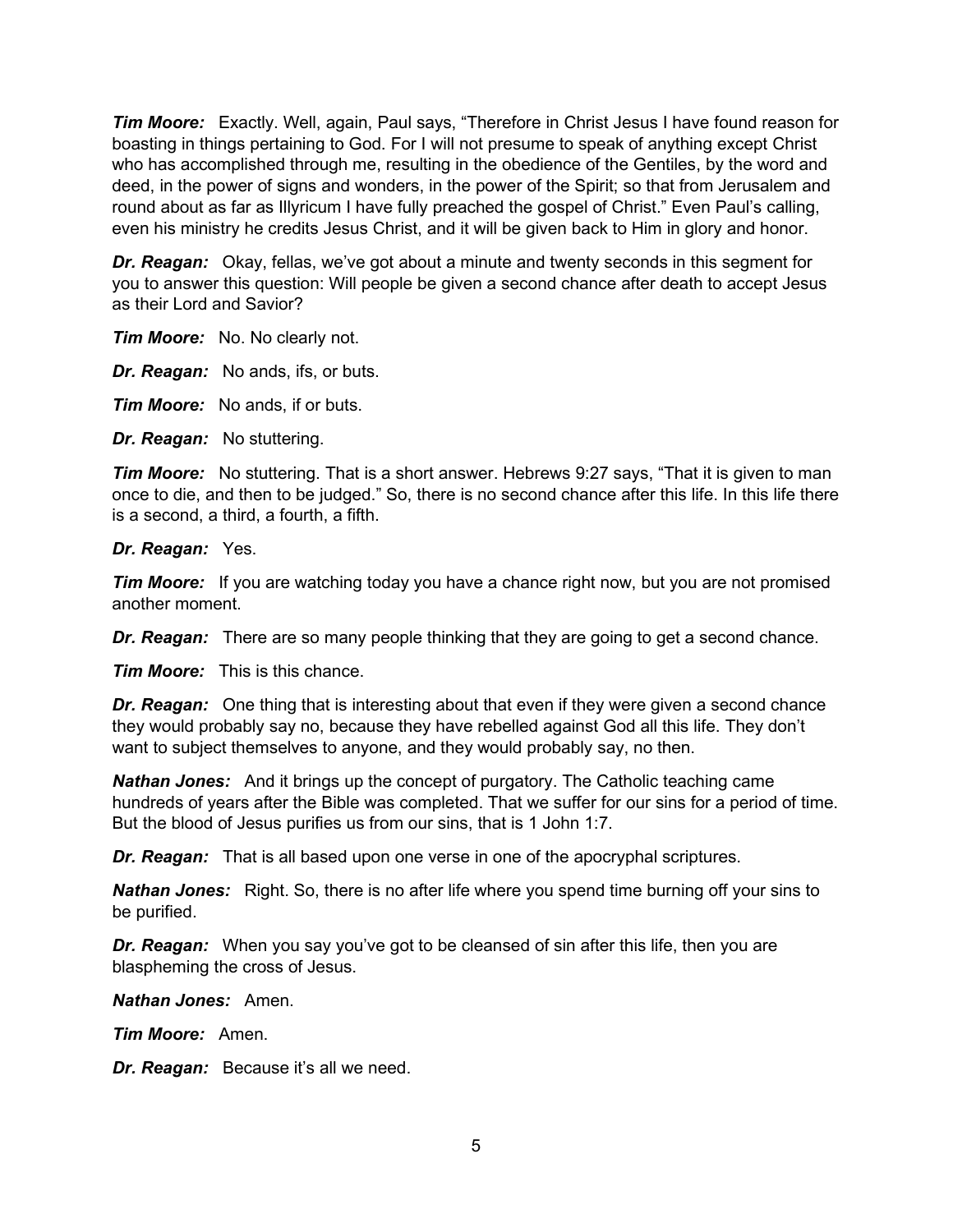***Tim Moore:*** Exactly. Well, again, Paul says, “Therefore in Christ Jesus I have found reason for boasting in things pertaining to God. For I will not presume to speak of anything except Christ who has accomplished through me, resulting in the obedience of the Gentiles, by the word and deed, in the power of signs and wonders, in the power of the Spirit; so that from Jerusalem and round about as far as Illyricum I have fully preached the gospel of Christ.” Even Paul’s calling, even his ministry he credits Jesus Christ, and it will be given back to Him in glory and honor.

***Dr. Reagan:*** Okay, fellas, we’ve got about a minute and twenty seconds in this segment for you to answer this question: Will people be given a second chance after death to accept Jesus as their Lord and Savior?

***Tim Moore:*** No. No clearly not.

***Dr. Reagan:*** No ands, ifs, or buts.

***Tim Moore:*** No ands, if or buts.

***Dr. Reagan:*** No stuttering.

***Tim Moore:*** No stuttering. That is a short answer. Hebrews 9:27 says, “That it is given to man once to die, and then to be judged.” So, there is no second chance after this life. In this life there is a second, a third, a fourth, a fifth.

***Dr. Reagan:*** Yes.

***Tim Moore:*** If you are watching today you have a chance right now, but you are not promised another moment.

***Dr. Reagan:*** There are so many people thinking that they are going to get a second chance.

***Tim Moore:*** This is this chance.

***Dr. Reagan:*** One thing that is interesting about that even if they were given a second chance they would probably say no, because they have rebelled against God all this life. They don’t want to subject themselves to anyone, and they would probably say, no then.

***Nathan Jones:*** And it brings up the concept of purgatory. The Catholic teaching came hundreds of years after the Bible was completed. That we suffer for our sins for a period of time. But the blood of Jesus purifies us from our sins, that is 1 John 1:7.

***Dr. Reagan:*** That is all based upon one verse in one of the apocryphal scriptures.

***Nathan Jones:*** Right. So, there is no after life where you spend time burning off your sins to be purified.

***Dr. Reagan:*** When you say you’ve got to be cleansed of sin after this life, then you are blaspheming the cross of Jesus.

***Nathan Jones:*** Amen.

***Tim Moore:*** Amen.

***Dr. Reagan:*** Because it’s all we need.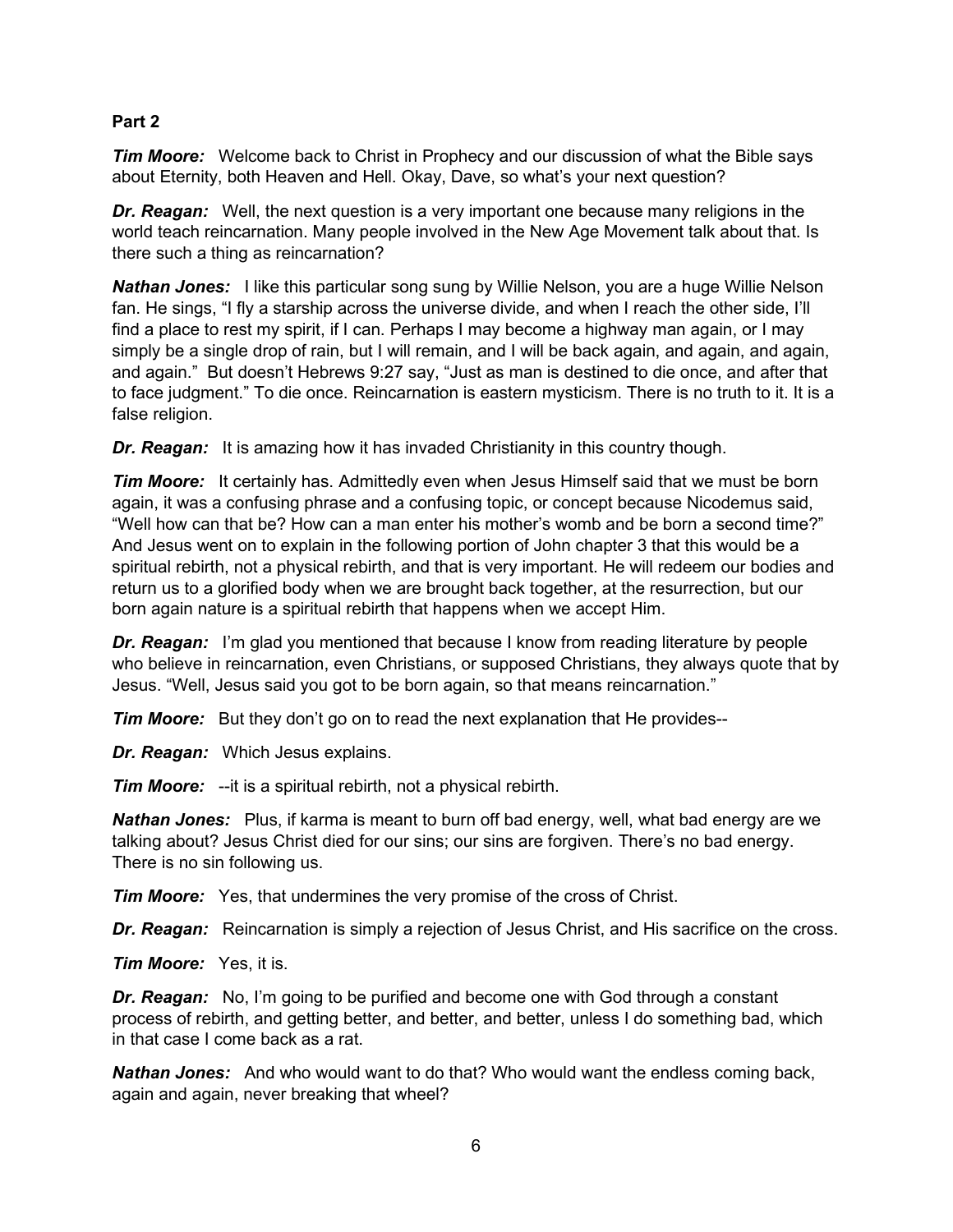**Part 2**

***Tim Moore:*** Welcome back to Christ in Prophecy and our discussion of what the Bible says about Eternity, both Heaven and Hell. Okay, Dave, so what's your next question?

***Dr. Reagan:*** Well, the next question is a very important one because many religions in the world teach reincarnation. Many people involved in the New Age Movement talk about that. Is there such a thing as reincarnation?

***Nathan Jones:*** I like this particular song sung by Willie Nelson, you are a huge Willie Nelson fan. He sings, "I fly a starship across the universe divide, and when I reach the other side, I'll find a place to rest my spirit, if I can. Perhaps I may become a highway man again, or I may simply be a single drop of rain, but I will remain, and I will be back again, and again, and again, and again." But doesn't Hebrews 9:27 say, "Just as man is destined to die once, and after that to face judgment." To die once. Reincarnation is eastern mysticism. There is no truth to it. It is a false religion.

***Dr. Reagan:*** It is amazing how it has invaded Christianity in this country though.

***Tim Moore:*** It certainly has. Admittedly even when Jesus Himself said that we must be born again, it was a confusing phrase and a confusing topic, or concept because Nicodemus said, "Well how can that be? How can a man enter his mother's womb and be born a second time?" And Jesus went on to explain in the following portion of John chapter 3 that this would be a spiritual rebirth, not a physical rebirth, and that is very important. He will redeem our bodies and return us to a glorified body when we are brought back together, at the resurrection, but our born again nature is a spiritual rebirth that happens when we accept Him.

***Dr. Reagan:*** I'm glad you mentioned that because I know from reading literature by people who believe in reincarnation, even Christians, or supposed Christians, they always quote that by Jesus. "Well, Jesus said you got to be born again, so that means reincarnation."

***Tim Moore:*** But they don't go on to read the next explanation that He provides--

***Dr. Reagan:*** Which Jesus explains.

***Tim Moore:*** --it is a spiritual rebirth, not a physical rebirth.

***Nathan Jones:*** Plus, if karma is meant to burn off bad energy, well, what bad energy are we talking about? Jesus Christ died for our sins; our sins are forgiven. There's no bad energy. There is no sin following us.

***Tim Moore:*** Yes, that undermines the very promise of the cross of Christ.

***Dr. Reagan:*** Reincarnation is simply a rejection of Jesus Christ, and His sacrifice on the cross.

***Tim Moore:*** Yes, it is.

***Dr. Reagan:*** No, I'm going to be purified and become one with God through a constant process of rebirth, and getting better, and better, and better, unless I do something bad, which in that case I come back as a rat.

***Nathan Jones:*** And who would want to do that? Who would want the endless coming back, again and again, never breaking that wheel?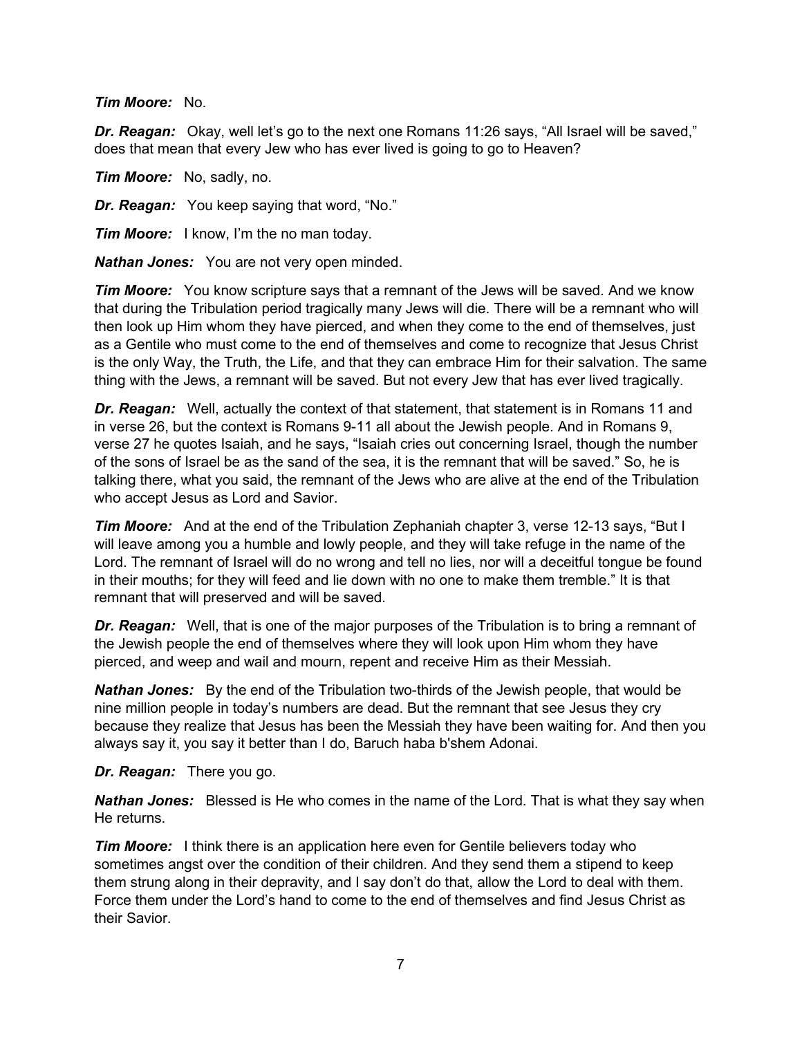***Tim Moore:*** No.

***Dr. Reagan:*** Okay, well let's go to the next one Romans 11:26 says, "All Israel will be saved," does that mean that every Jew who has ever lived is going to go to Heaven?

***Tim Moore:*** No, sadly, no.

***Dr. Reagan:*** You keep saying that word, "No."

***Tim Moore:*** I know, I'm the no man today.

***Nathan Jones:*** You are not very open minded.

***Tim Moore:*** You know scripture says that a remnant of the Jews will be saved. And we know that during the Tribulation period tragically many Jews will die. There will be a remnant who will then look up Him whom they have pierced, and when they come to the end of themselves, just as a Gentile who must come to the end of themselves and come to recognize that Jesus Christ is the only Way, the Truth, the Life, and that they can embrace Him for their salvation. The same thing with the Jews, a remnant will be saved. But not every Jew that has ever lived tragically.

***Dr. Reagan:*** Well, actually the context of that statement, that statement is in Romans 11 and in verse 26, but the context is Romans 9-11 all about the Jewish people. And in Romans 9, verse 27 he quotes Isaiah, and he says, "Isaiah cries out concerning Israel, though the number of the sons of Israel be as the sand of the sea, it is the remnant that will be saved." So, he is talking there, what you said, the remnant of the Jews who are alive at the end of the Tribulation who accept Jesus as Lord and Savior.

***Tim Moore:*** And at the end of the Tribulation Zephaniah chapter 3, verse 12-13 says, "But I will leave among you a humble and lowly people, and they will take refuge in the name of the Lord. The remnant of Israel will do no wrong and tell no lies, nor will a deceitful tongue be found in their mouths; for they will feed and lie down with no one to make them tremble." It is that remnant that will preserved and will be saved.

***Dr. Reagan:*** Well, that is one of the major purposes of the Tribulation is to bring a remnant of the Jewish people the end of themselves where they will look upon Him whom they have pierced, and weep and wail and mourn, repent and receive Him as their Messiah.

***Nathan Jones:*** By the end of the Tribulation two-thirds of the Jewish people, that would be nine million people in today's numbers are dead. But the remnant that see Jesus they cry because they realize that Jesus has been the Messiah they have been waiting for. And then you always say it, you say it better than I do, Baruch haba b'shem Adonai.

***Dr. Reagan:*** There you go.

***Nathan Jones:*** Blessed is He who comes in the name of the Lord. That is what they say when He returns.

***Tim Moore:*** I think there is an application here even for Gentile believers today who sometimes angst over the condition of their children. And they send them a stipend to keep them strung along in their depravity, and I say don't do that, allow the Lord to deal with them. Force them under the Lord's hand to come to the end of themselves and find Jesus Christ as their Savior.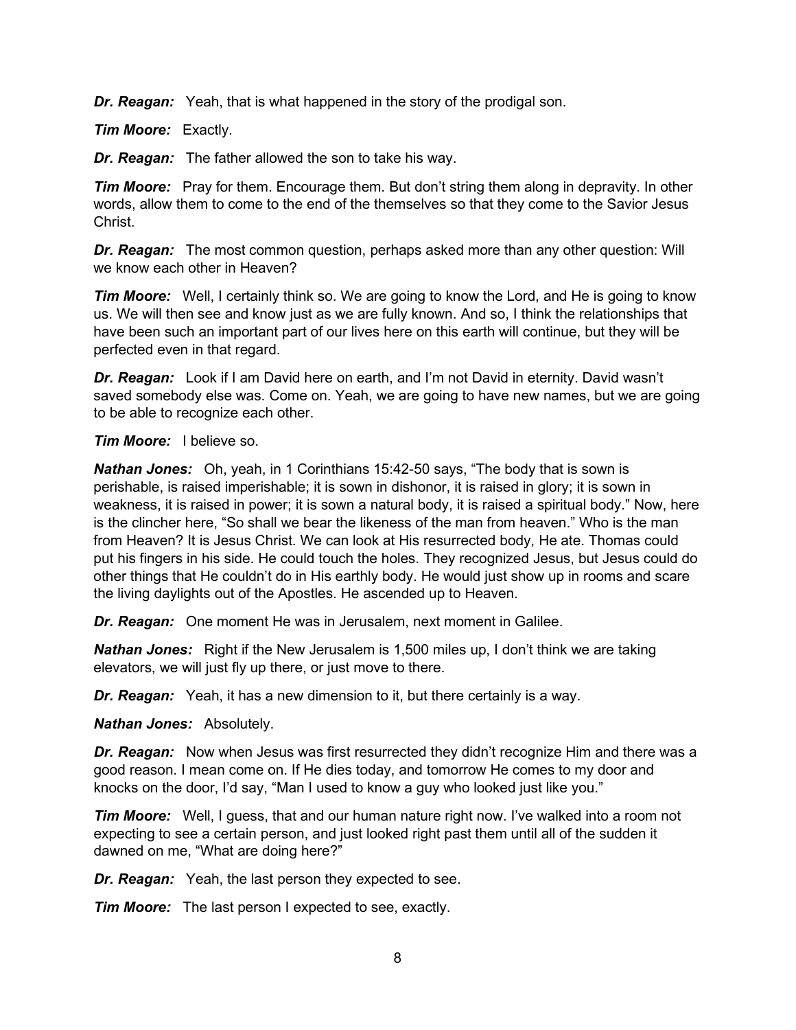***Dr. Reagan:*** Yeah, that is what happened in the story of the prodigal son.

***Tim Moore:*** Exactly.

***Dr. Reagan:*** The father allowed the son to take his way.

***Tim Moore:*** Pray for them. Encourage them. But don't string them along in depravity. In other words, allow them to come to the end of the themselves so that they come to the Savior Jesus Christ.

***Dr. Reagan:*** The most common question, perhaps asked more than any other question: Will we know each other in Heaven?

***Tim Moore:*** Well, I certainly think so. We are going to know the Lord, and He is going to know us. We will then see and know just as we are fully known. And so, I think the relationships that have been such an important part of our lives here on this earth will continue, but they will be perfected even in that regard.

***Dr. Reagan:*** Look if I am David here on earth, and I'm not David in eternity. David wasn't saved somebody else was. Come on. Yeah, we are going to have new names, but we are going to be able to recognize each other.

***Tim Moore:*** I believe so.

***Nathan Jones:*** Oh, yeah, in 1 Corinthians 15:42-50 says, "The body that is sown is perishable, is raised imperishable; it is sown in dishonor, it is raised in glory; it is sown in weakness, it is raised in power; it is sown a natural body, it is raised a spiritual body." Now, here is the clincher here, "So shall we bear the likeness of the man from heaven." Who is the man from Heaven? It is Jesus Christ. We can look at His resurrected body, He ate. Thomas could put his fingers in his side. He could touch the holes. They recognized Jesus, but Jesus could do other things that He couldn't do in His earthly body. He would just show up in rooms and scare the living daylights out of the Apostles. He ascended up to Heaven.

***Dr. Reagan:*** One moment He was in Jerusalem, next moment in Galilee.

***Nathan Jones:*** Right if the New Jerusalem is 1,500 miles up, I don't think we are taking elevators, we will just fly up there, or just move to there.

***Dr. Reagan:*** Yeah, it has a new dimension to it, but there certainly is a way.

***Nathan Jones:*** Absolutely.

***Dr. Reagan:*** Now when Jesus was first resurrected they didn't recognize Him and there was a good reason. I mean come on. If He dies today, and tomorrow He comes to my door and knocks on the door, I'd say, "Man I used to know a guy who looked just like you."

***Tim Moore:*** Well, I guess, that and our human nature right now. I've walked into a room not expecting to see a certain person, and just looked right past them until all of the sudden it dawned on me, "What are doing here?"

***Dr. Reagan:*** Yeah, the last person they expected to see.

***Tim Moore:*** The last person I expected to see, exactly.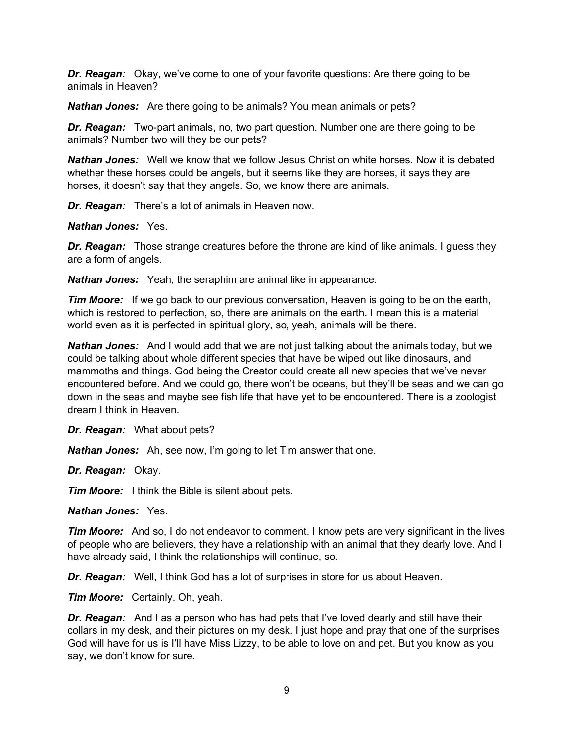***Dr. Reagan:*** Okay, we've come to one of your favorite questions: Are there going to be animals in Heaven?

***Nathan Jones:*** Are there going to be animals? You mean animals or pets?

***Dr. Reagan:*** Two-part animals, no, two part question. Number one are there going to be animals? Number two will they be our pets?

***Nathan Jones:*** Well we know that we follow Jesus Christ on white horses. Now it is debated whether these horses could be angels, but it seems like they are horses, it says they are horses, it doesn't say that they angels. So, we know there are animals.

***Dr. Reagan:*** There's a lot of animals in Heaven now.

***Nathan Jones:*** Yes.

***Dr. Reagan:*** Those strange creatures before the throne are kind of like animals. I guess they are a form of angels.

***Nathan Jones:*** Yeah, the seraphim are animal like in appearance.

***Tim Moore:*** If we go back to our previous conversation, Heaven is going to be on the earth, which is restored to perfection, so, there are animals on the earth. I mean this is a material world even as it is perfected in spiritual glory, so, yeah, animals will be there.

***Nathan Jones:*** And I would add that we are not just talking about the animals today, but we could be talking about whole different species that have be wiped out like dinosaurs, and mammoths and things. God being the Creator could create all new species that we've never encountered before. And we could go, there won't be oceans, but they'll be seas and we can go down in the seas and maybe see fish life that have yet to be encountered. There is a zoologist dream I think in Heaven.

***Dr. Reagan:*** What about pets?

***Nathan Jones:*** Ah, see now, I'm going to let Tim answer that one.

***Dr. Reagan:*** Okay.

***Tim Moore:*** I think the Bible is silent about pets.

***Nathan Jones:*** Yes.

***Tim Moore:*** And so, I do not endeavor to comment. I know pets are very significant in the lives of people who are believers, they have a relationship with an animal that they dearly love. And I have already said, I think the relationships will continue, so.

***Dr. Reagan:*** Well, I think God has a lot of surprises in store for us about Heaven.

***Tim Moore:*** Certainly. Oh, yeah.

***Dr. Reagan:*** And I as a person who has had pets that I've loved dearly and still have their collars in my desk, and their pictures on my desk. I just hope and pray that one of the surprises God will have for us is I'll have Miss Lizzy, to be able to love on and pet. But you know as you say, we don't know for sure.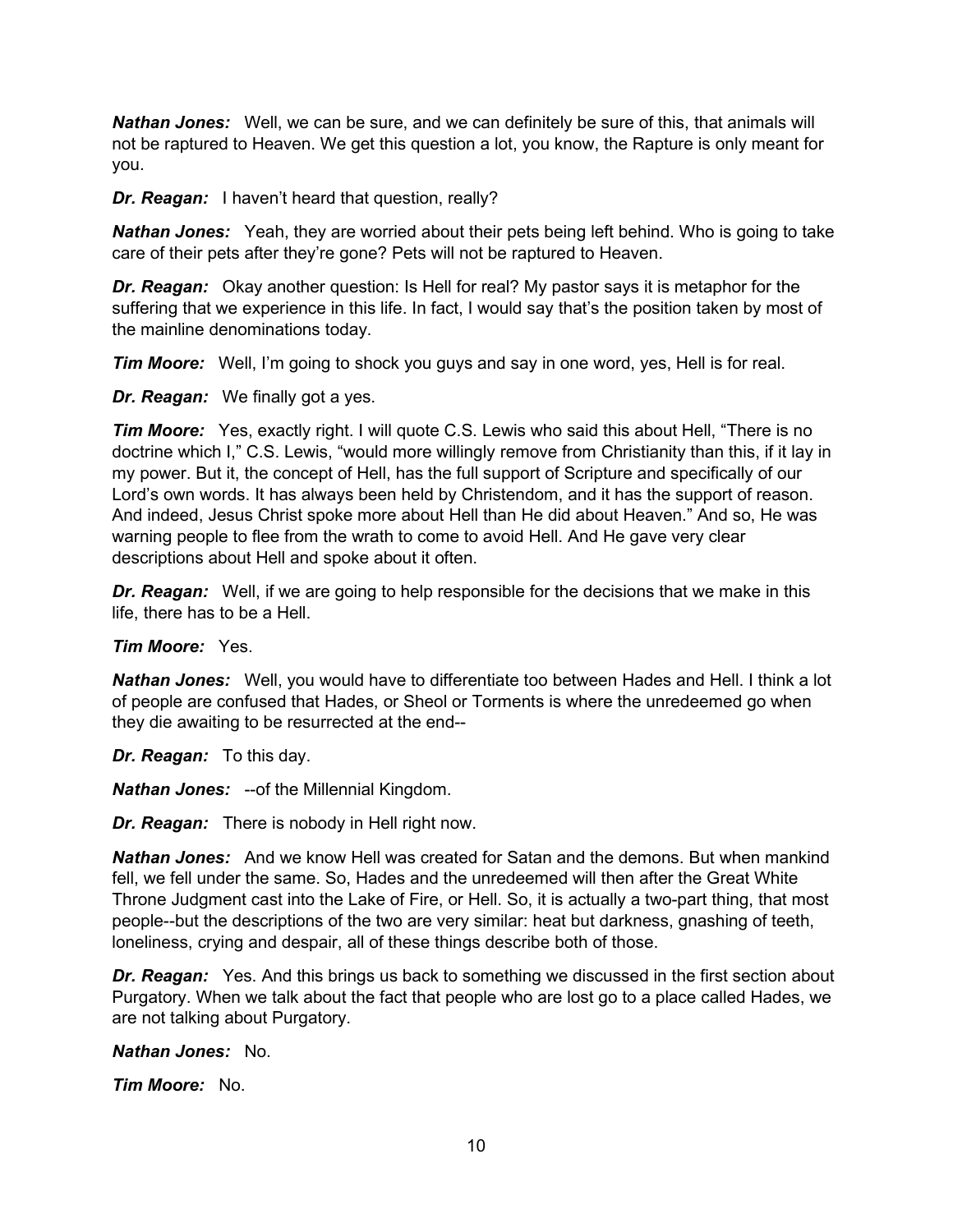***Nathan Jones:*** Well, we can be sure, and we can definitely be sure of this, that animals will not be raptured to Heaven. We get this question a lot, you know, the Rapture is only meant for you.

***Dr. Reagan:*** I haven't heard that question, really?

***Nathan Jones:*** Yeah, they are worried about their pets being left behind. Who is going to take care of their pets after they're gone? Pets will not be raptured to Heaven.

***Dr. Reagan:*** Okay another question: Is Hell for real? My pastor says it is metaphor for the suffering that we experience in this life. In fact, I would say that's the position taken by most of the mainline denominations today.

***Tim Moore:*** Well, I'm going to shock you guys and say in one word, yes, Hell is for real.

***Dr. Reagan:*** We finally got a yes.

***Tim Moore:*** Yes, exactly right. I will quote C.S. Lewis who said this about Hell, "There is no doctrine which I," C.S. Lewis, "would more willingly remove from Christianity than this, if it lay in my power. But it, the concept of Hell, has the full support of Scripture and specifically of our Lord's own words. It has always been held by Christendom, and it has the support of reason. And indeed, Jesus Christ spoke more about Hell than He did about Heaven." And so, He was warning people to flee from the wrath to come to avoid Hell. And He gave very clear descriptions about Hell and spoke about it often.

***Dr. Reagan:*** Well, if we are going to help responsible for the decisions that we make in this life, there has to be a Hell.

***Tim Moore:*** Yes.

***Nathan Jones:*** Well, you would have to differentiate too between Hades and Hell. I think a lot of people are confused that Hades, or Sheol or Torments is where the unredeemed go when they die awaiting to be resurrected at the end--

***Dr. Reagan:*** To this day.

***Nathan Jones:*** --of the Millennial Kingdom.

***Dr. Reagan:*** There is nobody in Hell right now.

***Nathan Jones:*** And we know Hell was created for Satan and the demons. But when mankind fell, we fell under the same. So, Hades and the unredeemed will then after the Great White Throne Judgment cast into the Lake of Fire, or Hell. So, it is actually a two-part thing, that most people--but the descriptions of the two are very similar: heat but darkness, gnashing of teeth, loneliness, crying and despair, all of these things describe both of those.

***Dr. Reagan:*** Yes. And this brings us back to something we discussed in the first section about Purgatory. When we talk about the fact that people who are lost go to a place called Hades, we are not talking about Purgatory.

***Nathan Jones:*** No.

***Tim Moore:*** No.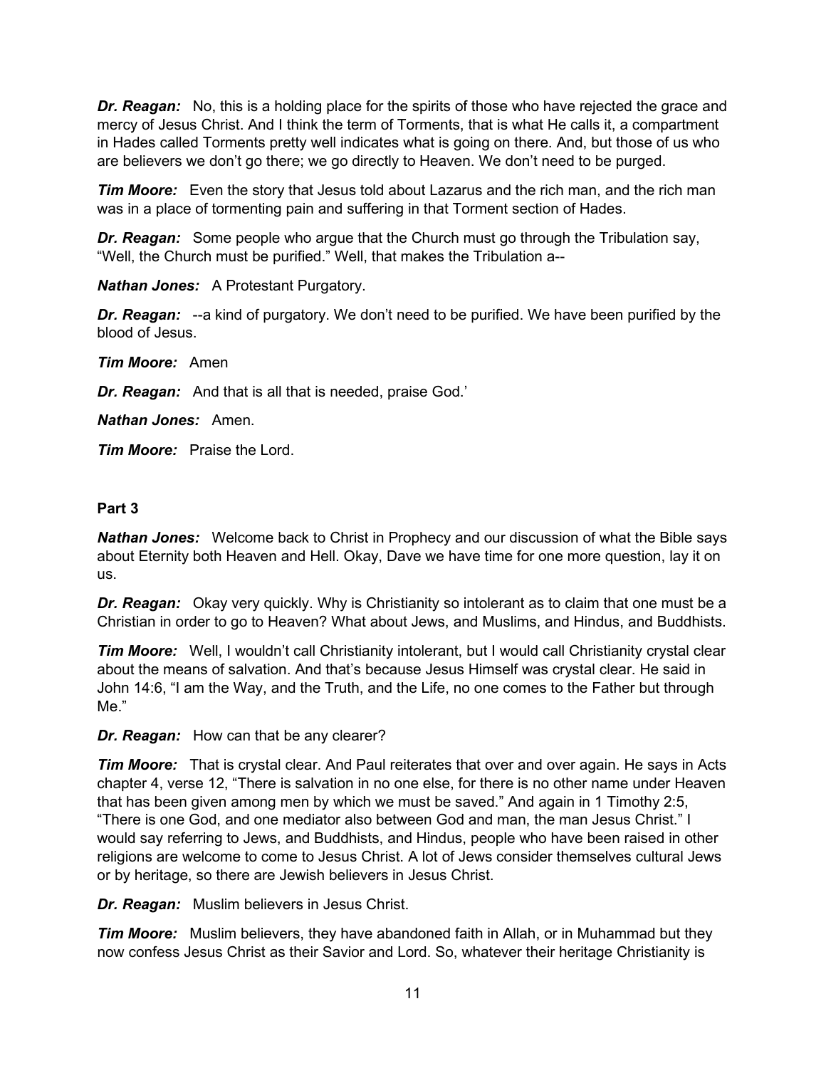***Dr. Reagan:*** No, this is a holding place for the spirits of those who have rejected the grace and mercy of Jesus Christ. And I think the term of Torments, that is what He calls it, a compartment in Hades called Torments pretty well indicates what is going on there. And, but those of us who are believers we don't go there; we go directly to Heaven. We don't need to be purged.

***Tim Moore:*** Even the story that Jesus told about Lazarus and the rich man, and the rich man was in a place of tormenting pain and suffering in that Torment section of Hades.

***Dr. Reagan:*** Some people who argue that the Church must go through the Tribulation say, "Well, the Church must be purified." Well, that makes the Tribulation a--

***Nathan Jones:*** A Protestant Purgatory.

***Dr. Reagan:*** --a kind of purgatory. We don't need to be purified. We have been purified by the blood of Jesus.

***Tim Moore:*** Amen

***Dr. Reagan:*** And that is all that is needed, praise God.'

***Nathan Jones:*** Amen.

***Tim Moore:*** Praise the Lord.

**Part 3**

***Nathan Jones:*** Welcome back to Christ in Prophecy and our discussion of what the Bible says about Eternity both Heaven and Hell. Okay, Dave we have time for one more question, lay it on us.

***Dr. Reagan:*** Okay very quickly. Why is Christianity so intolerant as to claim that one must be a Christian in order to go to Heaven? What about Jews, and Muslims, and Hindus, and Buddhists.

***Tim Moore:*** Well, I wouldn't call Christianity intolerant, but I would call Christianity crystal clear about the means of salvation. And that's because Jesus Himself was crystal clear. He said in John 14:6, "I am the Way, and the Truth, and the Life, no one comes to the Father but through Me."

***Dr. Reagan:*** How can that be any clearer?

***Tim Moore:*** That is crystal clear. And Paul reiterates that over and over again. He says in Acts chapter 4, verse 12, "There is salvation in no one else, for there is no other name under Heaven that has been given among men by which we must be saved." And again in 1 Timothy 2:5, "There is one God, and one mediator also between God and man, the man Jesus Christ." I would say referring to Jews, and Buddhists, and Hindus, people who have been raised in other religions are welcome to come to Jesus Christ. A lot of Jews consider themselves cultural Jews or by heritage, so there are Jewish believers in Jesus Christ.

***Dr. Reagan:*** Muslim believers in Jesus Christ.

***Tim Moore:*** Muslim believers, they have abandoned faith in Allah, or in Muhammad but they now confess Jesus Christ as their Savior and Lord. So, whatever their heritage Christianity is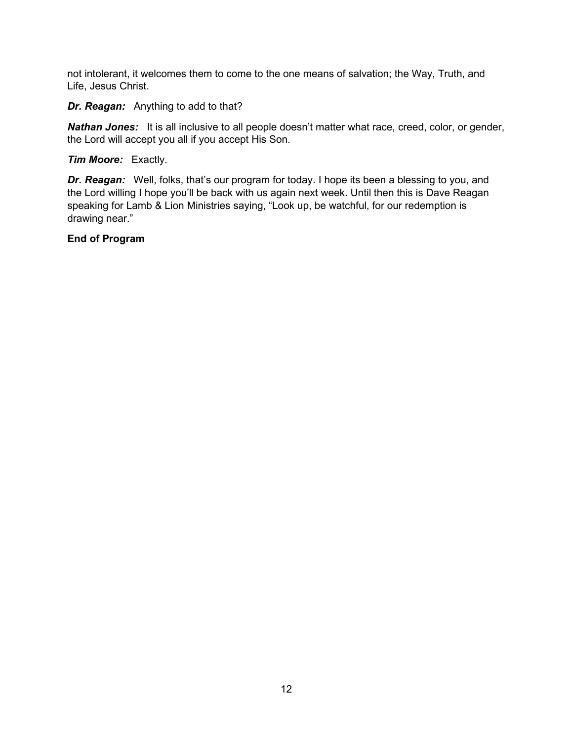not intolerant, it welcomes them to come to the one means of salvation; the Way, Truth, and Life, Jesus Christ.

***Dr. Reagan:*** Anything to add to that?

***Nathan Jones:*** It is all inclusive to all people doesn't matter what race, creed, color, or gender, the Lord will accept you all if you accept His Son.

***Tim Moore:*** Exactly.

***Dr. Reagan:*** Well, folks, that's our program for today. I hope its been a blessing to you, and the Lord willing I hope you'll be back with us again next week. Until then this is Dave Reagan speaking for Lamb & Lion Ministries saying, "Look up, be watchful, for our redemption is drawing near."

**End of Program**